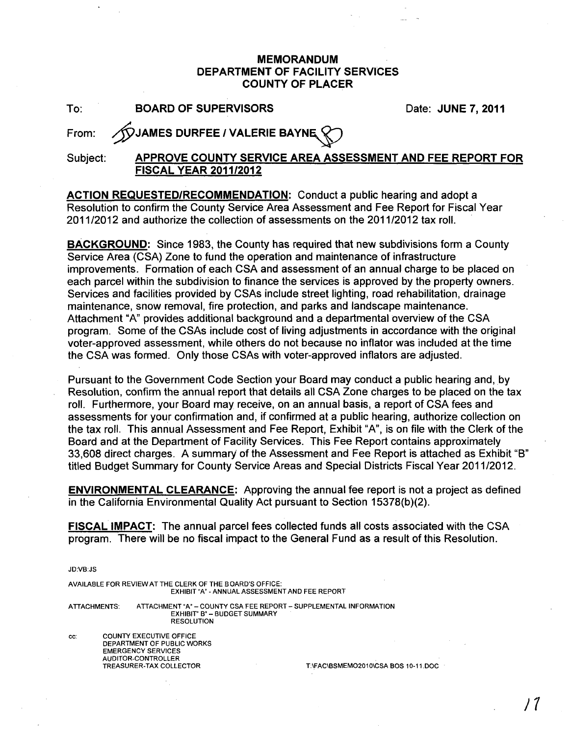**MEMORANDUM**
**DEPARTMENT OF FACILITY SERVICES**
**COUNTY OF PLACER**

To: **BOARD OF SUPERVISORS** Date: **JUNE 7, 2011**

From: **JAMES DURFEE / VALERIE BAYNE**

Subject: **APPROVE COUNTY SERVICE AREA ASSESSMENT AND FEE REPORT FOR FISCAL YEAR 2011/2012**

**ACTION REQUESTED/RECOMMENDATION:** Conduct a public hearing and adopt a Resolution to confirm the County Service Area Assessment and Fee Report for Fiscal Year 2011/2012 and authorize the collection of assessments on the 2011/2012 tax roll.

**BACKGROUND:** Since 1983, the County has required that new subdivisions form a County Service Area (CSA) Zone to fund the operation and maintenance of infrastructure improvements. Formation of each CSA and assessment of an annual charge to be placed on each parcel within the subdivision to finance the services is approved by the property owners. Services and facilities provided by CSAs include street lighting, road rehabilitation, drainage maintenance, snow removal, fire protection, and parks and landscape maintenance. Attachment "A" provides additional background and a departmental overview of the CSA program. Some of the CSAs include cost of living adjustments in accordance with the original voter-approved assessment, while others do not because no inflator was included at the time the CSA was formed. Only those CSAs with voter-approved inflators are adjusted.

Pursuant to the Government Code Section your Board may conduct a public hearing and, by Resolution, confirm the annual report that details all CSA Zone charges to be placed on the tax roll. Furthermore, your Board may receive, on an annual basis, a report of CSA fees and assessments for your confirmation and, if confirmed at a public hearing, authorize collection on the tax roll. This annual Assessment and Fee Report, Exhibit "A", is on file with the Clerk of the Board and at the Department of Facility Services. This Fee Report contains approximately 33,608 direct charges. A summary of the Assessment and Fee Report is attached as Exhibit "B" titled Budget Summary for County Service Areas and Special Districts Fiscal Year 2011/2012.

**ENVIRONMENTAL CLEARANCE:** Approving the annual fee report is not a project as defined in the California Environmental Quality Act pursuant to Section 15378(b)(2).

**FISCAL IMPACT:** The annual parcel fees collected funds all costs associated with the CSA program. There will be no fiscal impact to the General Fund as a result of this Resolution.

JD:VB:JS

AVAILABLE FOR REVIEW AT THE CLERK OF THE BOARD'S OFFICE:
EXHIBIT "A" - ANNUAL ASSESSMENT AND FEE REPORT

ATTACHMENTS: ATTACHMENT "A" – COUNTY CSA FEE REPORT – SUPPLEMENTAL INFORMATION
EXHIBIT" B" – BUDGET SUMMARY
RESOLUTION

cc: COUNTY EXECUTIVE OFFICE
DEPARTMENT OF PUBLIC WORKS
EMERGENCY SERVICES
AUDITOR-CONTROLLER
TREASURER-TAX COLLECTOR

T:\FAC\BSMEMO2010\CSA BOS 10-11.DOC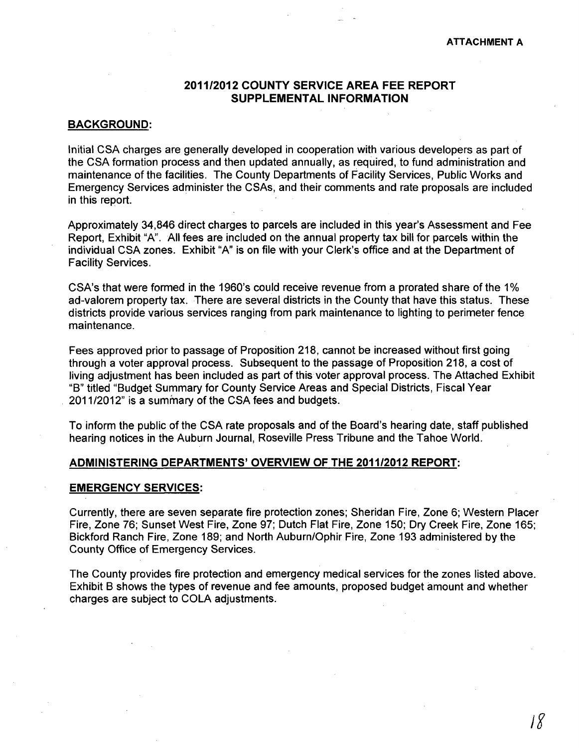ATTACHMENT A

# 2011/2012 COUNTY SERVICE AREA FEE REPORT SUPPLEMENTAL INFORMATION

## BACKGROUND:

Initial CSA charges are generally developed in cooperation with various developers as part of the CSA formation process and then updated annually, as required, to fund administration and maintenance of the facilities. The County Departments of Facility Services, Public Works and Emergency Services administer the CSAs, and their comments and rate proposals are included in this report.

Approximately 34,846 direct charges to parcels are included in this year's Assessment and Fee Report, Exhibit "A". All fees are included on the annual property tax bill for parcels within the individual CSA zones. Exhibit "A" is on file with your Clerk's office and at the Department of Facility Services.

CSA's that were formed in the 1960's could receive revenue from a prorated share of the 1% ad-valorem property tax. There are several districts in the County that have this status. These districts provide various services ranging from park maintenance to lighting to perimeter fence maintenance.

Fees approved prior to passage of Proposition 218, cannot be increased without first going through a voter approval process. Subsequent to the passage of Proposition 218, a cost of living adjustment has been included as part of this voter approval process. The Attached Exhibit "B" titled "Budget Summary for County Service Areas and Special Districts, Fiscal Year 2011/2012" is a summary of the CSA fees and budgets.

To inform the public of the CSA rate proposals and of the Board's hearing date, staff published hearing notices in the Auburn Journal, Roseville Press Tribune and the Tahoe World.

## ADMINISTERING DEPARTMENTS' OVERVIEW OF THE 2011/2012 REPORT:

### EMERGENCY SERVICES:

Currently, there are seven separate fire protection zones; Sheridan Fire, Zone 6; Western Placer Fire, Zone 76; Sunset West Fire, Zone 97; Dutch Flat Fire, Zone 150; Dry Creek Fire, Zone 165; Bickford Ranch Fire, Zone 189; and North Auburn/Ophir Fire, Zone 193 administered by the County Office of Emergency Services.

The County provides fire protection and emergency medical services for the zones listed above. Exhibit B shows the types of revenue and fee amounts, proposed budget amount and whether charges are subject to COLA adjustments.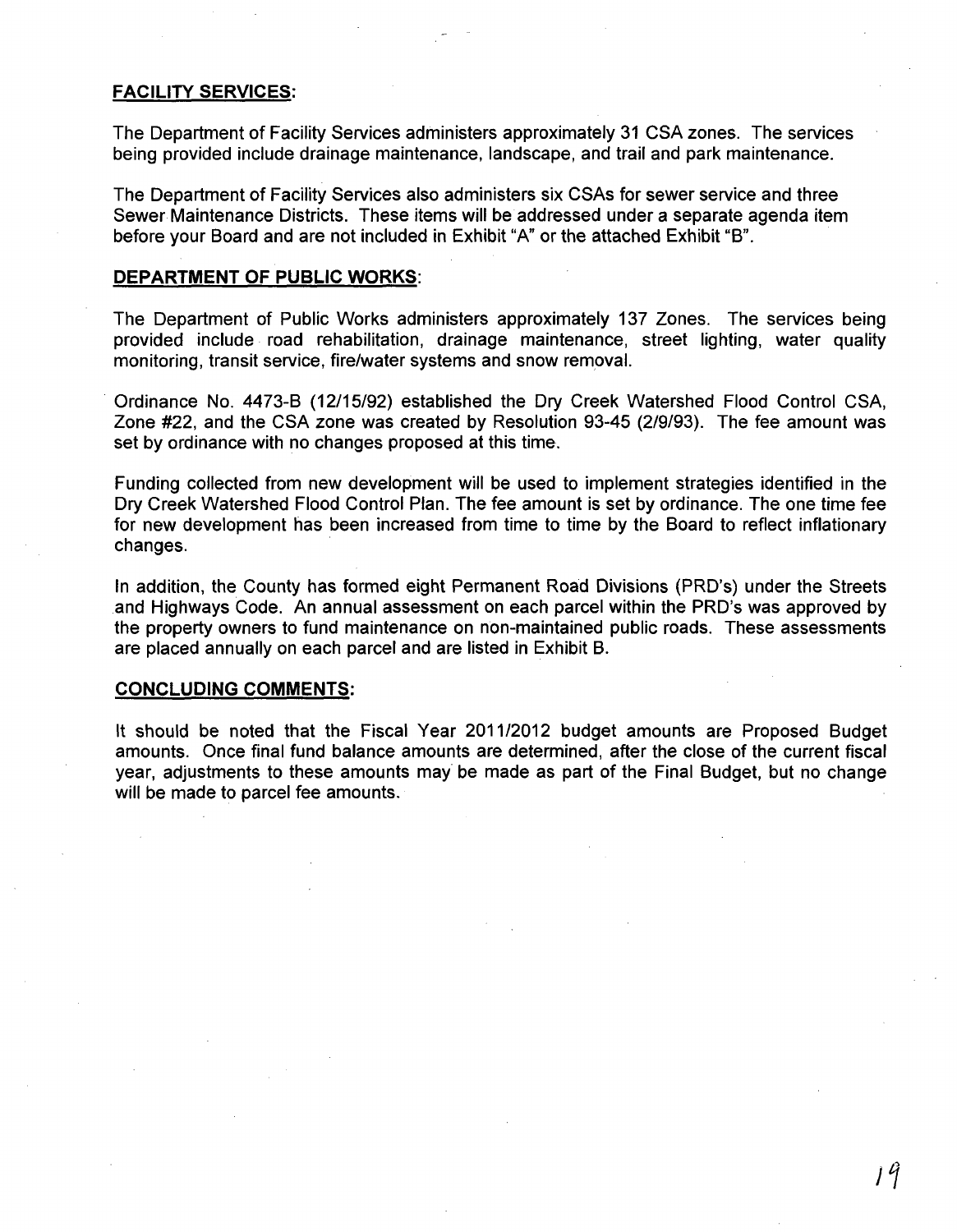## FACILITY SERVICES:

The Department of Facility Services administers approximately 31 CSA zones. The services being provided include drainage maintenance, landscape, and trail and park maintenance.

The Department of Facility Services also administers six CSAs for sewer service and three Sewer Maintenance Districts. These items will be addressed under a separate agenda item before your Board and are not included in Exhibit "A" or the attached Exhibit "B".

## DEPARTMENT OF PUBLIC WORKS:

The Department of Public Works administers approximately 137 Zones. The services being provided include road rehabilitation, drainage maintenance, street lighting, water quality monitoring, transit service, fire/water systems and snow removal.

Ordinance No. 4473-B (12/15/92) established the Dry Creek Watershed Flood Control CSA, Zone #22, and the CSA zone was created by Resolution 93-45 (2/9/93). The fee amount was set by ordinance with no changes proposed at this time.

Funding collected from new development will be used to implement strategies identified in the Dry Creek Watershed Flood Control Plan. The fee amount is set by ordinance. The one time fee for new development has been increased from time to time by the Board to reflect inflationary changes.

In addition, the County has formed eight Permanent Road Divisions (PRD's) under the Streets and Highways Code. An annual assessment on each parcel within the PRD's was approved by the property owners to fund maintenance on non-maintained public roads. These assessments are placed annually on each parcel and are listed in Exhibit B.

## CONCLUDING COMMENTS:

It should be noted that the Fiscal Year 2011/2012 budget amounts are Proposed Budget amounts. Once final fund balance amounts are determined, after the close of the current fiscal year, adjustments to these amounts may be made as part of the Final Budget, but no change will be made to parcel fee amounts.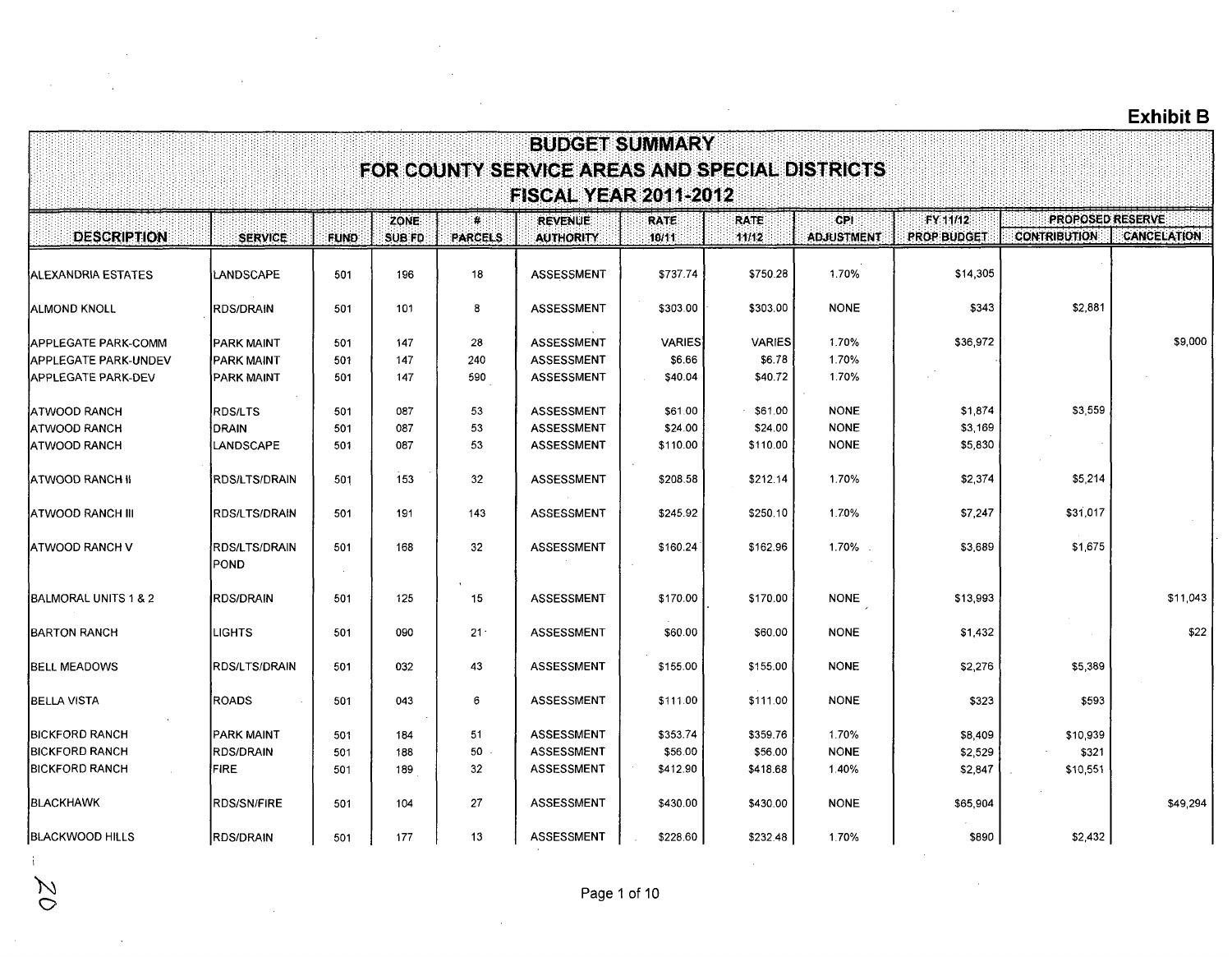Exhibit B

# BUDGET SUMMARY
# FOR COUNTY SERVICE AREAS AND SPECIAL DISTRICTS
# FISCAL YEAR 2011-2012

| DESCRIPTION | SERVICE | FUND | ZONE SUB FD | # PARCELS | REVENUE AUTHORITY | RATE 10/11 | RATE 11/12 | CPI ADJUSTMENT | FY 11/12 PROP BUDGET | PROPOSED RESERVE CONTRIBUTION | PROPOSED RESERVE CANCELATION |
|---|---|---|---|---|---|---|---|---|---|---|---|
| ALEXANDRIA ESTATES | LANDSCAPE | 501 | 196 | 18 | ASSESSMENT | $737.74 | $750.28 | 1.70% | $14,305 | | |
| ALMOND KNOLL | RDS/DRAIN | 501 | 101 | 8 | ASSESSMENT | $303.00 | $303.00 | NONE | $343 | $2,881 | |
| APPLEGATE PARK-COMM | PARK MAINT | 501 | 147 | 28 | ASSESSMENT | VARIES | VARIES | 1.70% | $36,972 | | $9,000 |
| APPLEGATE PARK-UNDEV | PARK MAINT | 501 | 147 | 240 | ASSESSMENT | $6.66 | $6.78 | 1.70% | | | |
| APPLEGATE PARK-DEV | PARK MAINT | 501 | 147 | 590 | ASSESSMENT | $40.04 | $40.72 | 1.70% | | | |
| ATWOOD RANCH | RDS/LTS | 501 | 087 | 53 | ASSESSMENT | $61.00 | $61.00 | NONE | $1,874 | $3,559 | |
| ATWOOD RANCH | DRAIN | 501 | 087 | 53 | ASSESSMENT | $24.00 | $24.00 | NONE | $3,169 | | |
| ATWOOD RANCH | LANDSCAPE | 501 | 087 | 53 | ASSESSMENT | $110.00 | $110.00 | NONE | $5,830 | | |
| ATWOOD RANCH II | RDS/LTS/DRAIN | 501 | 153 | 32 | ASSESSMENT | $208.58 | $212.14 | 1.70% | $2,374 | $5,214 | |
| ATWOOD RANCH III | RDS/LTS/DRAIN | 501 | 191 | 143 | ASSESSMENT | $245.92 | $250.10 | 1.70% | $7,247 | $31,017 | |
| ATWOOD RANCH V | RDS/LTS/DRAIN POND | 501 | 168 | 32 | ASSESSMENT | $160.24 | $162.96 | 1.70% | $3,689 | $1,675 | |
| BALMORAL UNITS 1 & 2 | RDS/DRAIN | 501 | 125 | 15 | ASSESSMENT | $170.00 | $170.00 | NONE | $13,993 | | $11,043 |
| BARTON RANCH | LIGHTS | 501 | 090 | 21 | ASSESSMENT | $60.00 | $60.00 | NONE | $1,432 | | $22 |
| BELL MEADOWS | RDS/LTS/DRAIN | 501 | 032 | 43 | ASSESSMENT | $155.00 | $155.00 | NONE | $2,276 | $5,389 | |
| BELLA VISTA | ROADS | 501 | 043 | 6 | ASSESSMENT | $111.00 | $111.00 | NONE | $323 | $593 | |
| BICKFORD RANCH | PARK MAINT | 501 | 184 | 51 | ASSESSMENT | $353.74 | $359.76 | 1.70% | $8,409 | $10,939 | |
| BICKFORD RANCH | RDS/DRAIN | 501 | 188 | 50 | ASSESSMENT | $56.00 | $56.00 | NONE | $2,529 | $321 | |
| BICKFORD RANCH | FIRE | 501 | 189 | 32 | ASSESSMENT | $412.90 | $418.68 | 1.40% | $2,847 | $10,551 | |
| BLACKHAWK | RDS/SN/FIRE | 501 | 104 | 27 | ASSESSMENT | $430.00 | $430.00 | NONE | $65,904 | | $49,294 |
| BLACKWOOD HILLS | RDS/DRAIN | 501 | 177 | 13 | ASSESSMENT | $228.60 | $232.48 | 1.70% | $890 | $2,432 | |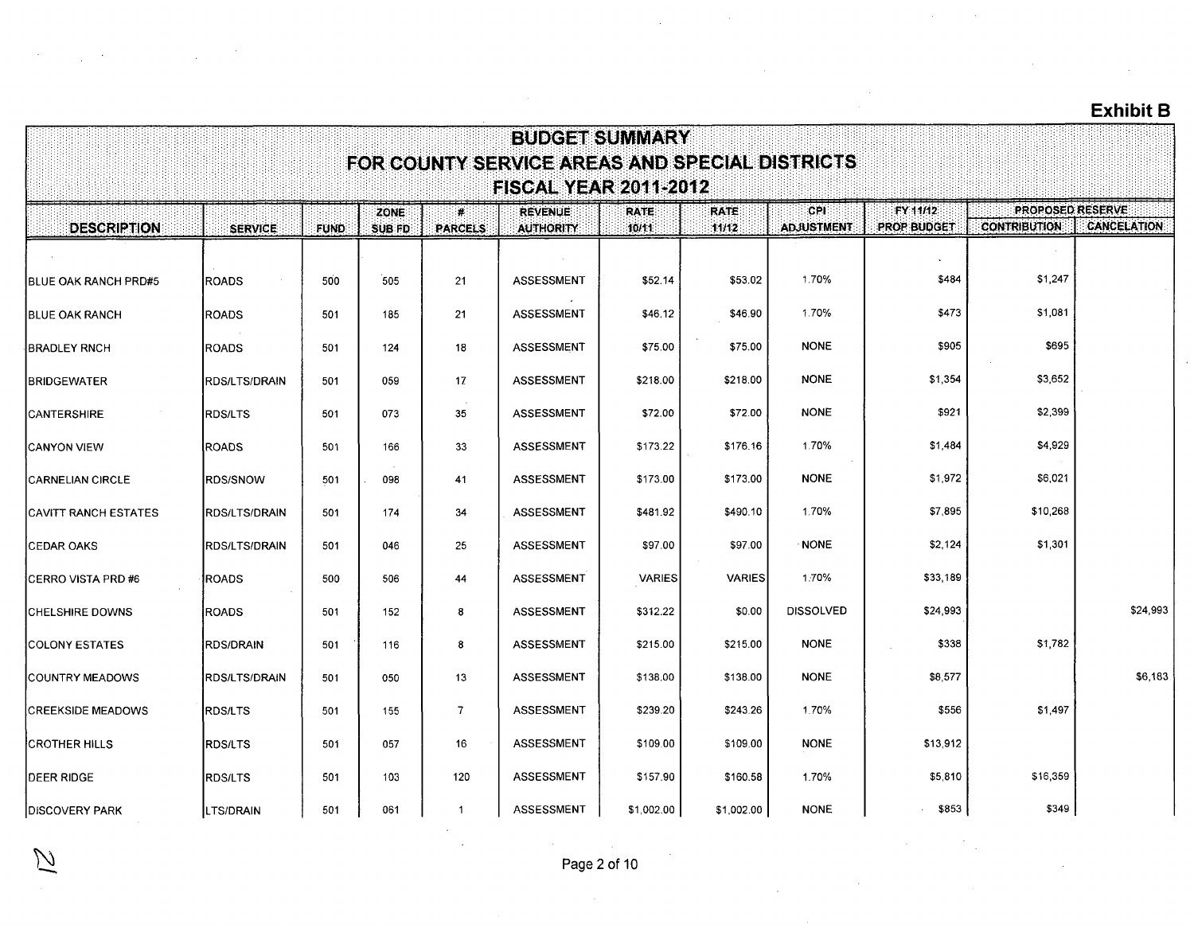**Exhibit B**

# BUDGET SUMMARY
## FOR COUNTY SERVICE AREAS AND SPECIAL DISTRICTS
## FISCAL YEAR 2011-2012

| DESCRIPTION | SERVICE | FUND | ZONE SUB FD | # PARCELS | REVENUE AUTHORITY | RATE 10/11 | RATE 11/12 | CPI ADJUSTMENT | FY 11/12 PROP BUDGET | PROPOSED RESERVE | |
|---|---|---|---|---|---|---|---|---|---|---|---|
| | | | | | | | | | | CONTRIBUTION | CANCELATION |
| BLUE OAK RANCH PRD#5 | ROADS | 500 | 505 | 21 | ASSESSMENT | $52.14 | $53.02 | 1.70% | $484 | $1,247 | |
| BLUE OAK RANCH | ROADS | 501 | 185 | 21 | ASSESSMENT | $46.12 | $46.90 | 1.70% | $473 | $1,081 | |
| BRADLEY RNCH | ROADS | 501 | 124 | 18 | ASSESSMENT | $75.00 | $75.00 | NONE | $905 | $695 | |
| BRIDGEWATER | RDS/LTS/DRAIN | 501 | 059 | 17 | ASSESSMENT | $218.00 | $218.00 | NONE | $1,354 | $3,652 | |
| CANTERSHIRE | RDS/LTS | 501 | 073 | 35 | ASSESSMENT | $72.00 | $72.00 | NONE | $921 | $2,399 | |
| CANYON VIEW | ROADS | 501 | 166 | 33 | ASSESSMENT | $173.22 | $176.16 | 1.70% | $1,484 | $4,929 | |
| CARNELIAN CIRCLE | RDS/SNOW | 501 | 098 | 41 | ASSESSMENT | $173.00 | $173.00 | NONE | $1,972 | $6,021 | |
| CAVITT RANCH ESTATES | RDS/LTS/DRAIN | 501 | 174 | 34 | ASSESSMENT | $481.92 | $490.10 | 1.70% | $7,895 | $10,268 | |
| CEDAR OAKS | RDS/LTS/DRAIN | 501 | 046 | 25 | ASSESSMENT | $97.00 | $97.00 | NONE | $2,124 | $1,301 | |
| CERRO VISTA PRD #6 | ROADS | 500 | 506 | 44 | ASSESSMENT | VARIES | VARIES | 1.70% | $33,189 | | |
| CHELSHIRE DOWNS | ROADS | 501 | 152 | 8 | ASSESSMENT | $312.22 | $0.00 | DISSOLVED | $24,993 | | $24,993 |
| COLONY ESTATES | RDS/DRAIN | 501 | 116 | 8 | ASSESSMENT | $215.00 | $215.00 | NONE | $338 | $1,782 | |
| COUNTRY MEADOWS | RDS/LTS/DRAIN | 501 | 050 | 13 | ASSESSMENT | $138.00 | $138.00 | NONE | $8,577 | | $6,183 |
| CREEKSIDE MEADOWS | RDS/LTS | 501 | 155 | 7 | ASSESSMENT | $239.20 | $243.26 | 1.70% | $556 | $1,497 | |
| CROTHER HILLS | RDS/LTS | 501 | 057 | 16 | ASSESSMENT | $109.00 | $109.00 | NONE | $13,912 | | |
| DEER RIDGE | RDS/LTS | 501 | 103 | 120 | ASSESSMENT | $157.90 | $160.58 | 1.70% | $5,810 | $16,359 | |
| DISCOVERY PARK | LTS/DRAIN | 501 | 061 | 1 | ASSESSMENT | $1,002.00 | $1,002.00 | NONE | $853 | $349 | |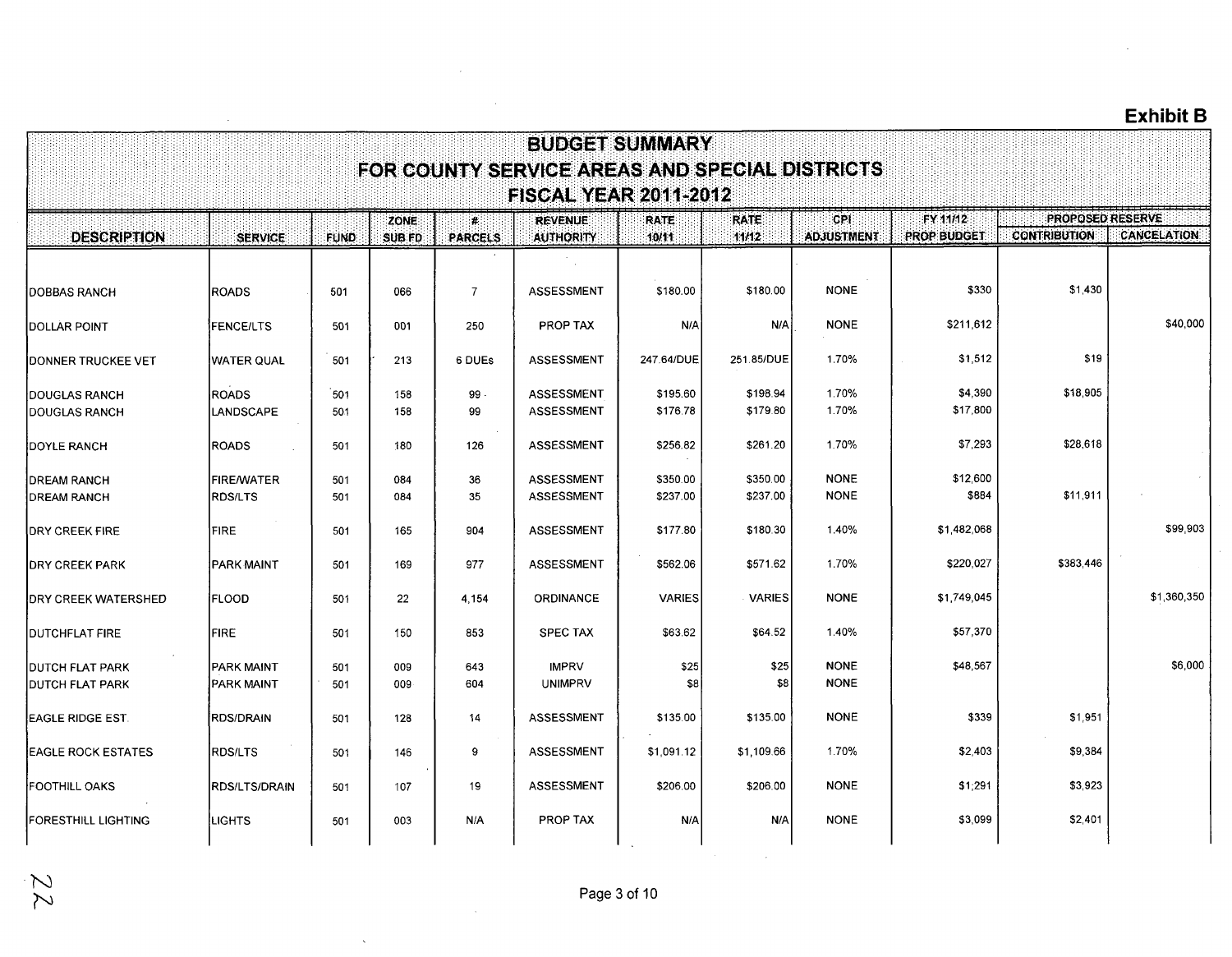**Exhibit B**

# BUDGET SUMMARY
## FOR COUNTY SERVICE AREAS AND SPECIAL DISTRICTS
## FISCAL YEAR 2011-2012

| DESCRIPTION | SERVICE | FUND | ZONE SUB FD | # PARCELS | REVENUE AUTHORITY | RATE 10/11 | RATE 11/12 | CPI ADJUSTMENT | FY 11/12 PROP BUDGET | PROPOSED RESERVE | |
|---|---|---|---|---|---|---|---|---|---|---|---|
| | | | | | | | | | | CONTRIBUTION | CANCELATION |
| DOBBAS RANCH | ROADS | 501 | 066 | 7 | ASSESSMENT | $180.00 | $180.00 | NONE | $330 | $1,430 | |
| DOLLAR POINT | FENCE/LTS | 501 | 001 | 250 | PROP TAX | N/A | N/A | NONE | $211,612 | | $40,000 |
| DONNER TRUCKEE VET | WATER QUAL | 501 | 213 | 6 DUEs | ASSESSMENT | 247.64/DUE | 251.85/DUE | 1.70% | $1,512 | $19 | |
| DOUGLAS RANCH | ROADS | 501 | 158 | 99 | ASSESSMENT | $195.60 | $198.94 | 1.70% | $4,390 | $18,905 | |
| DOUGLAS RANCH | LANDSCAPE | 501 | 158 | 99 | ASSESSMENT | $176.78 | $179.80 | 1.70% | $17,800 | | |
| DOYLE RANCH | ROADS | 501 | 180 | 126 | ASSESSMENT | $256.82 | $261.20 | 1.70% | $7,293 | $28,618 | |
| DREAM RANCH | FIRE/WATER | 501 | 084 | 36 | ASSESSMENT | $350.00 | $350.00 | NONE | $12,600 | | |
| DREAM RANCH | RDS/LTS | 501 | 084 | 35 | ASSESSMENT | $237.00 | $237.00 | NONE | $884 | $11,911 | |
| DRY CREEK FIRE | FIRE | 501 | 165 | 904 | ASSESSMENT | $177.80 | $180.30 | 1.40% | $1,482,068 | | $99,903 |
| DRY CREEK PARK | PARK MAINT | 501 | 169 | 977 | ASSESSMENT | $562.06 | $571.62 | 1.70% | $220,027 | $383,446 | |
| DRY CREEK WATERSHED | FLOOD | 501 | 22 | 4,154 | ORDINANCE | VARIES | VARIES | NONE | $1,749,045 | | $1,360,350 |
| DUTCHFLAT FIRE | FIRE | 501 | 150 | 853 | SPEC TAX | $63.62 | $64.52 | 1.40% | $57,370 | | |
| DUTCH FLAT PARK | PARK MAINT | 501 | 009 | 643 | IMPRV | $25 | $25 | NONE | $48,567 | | $6,000 |
| DUTCH FLAT PARK | PARK MAINT | 501 | 009 | 604 | UNIMPRV | $8 | $8 | NONE | | | |
| EAGLE RIDGE EST. | RDS/DRAIN | 501 | 128 | 14 | ASSESSMENT | $135.00 | $135.00 | NONE | $339 | $1,951 | |
| EAGLE ROCK ESTATES | RDS/LTS | 501 | 146 | 9 | ASSESSMENT | $1,091.12 | $1,109.66 | 1.70% | $2,403 | $9,384 | |
| FOOTHILL OAKS | RDS/LTS/DRAIN | 501 | 107 | 19 | ASSESSMENT | $206.00 | $206.00 | NONE | $1,291 | $3,923 | |
| FORESTHILL LIGHTING | LIGHTS | 501 | 003 | N/A | PROP TAX | N/A | N/A | NONE | $3,099 | $2,401 | |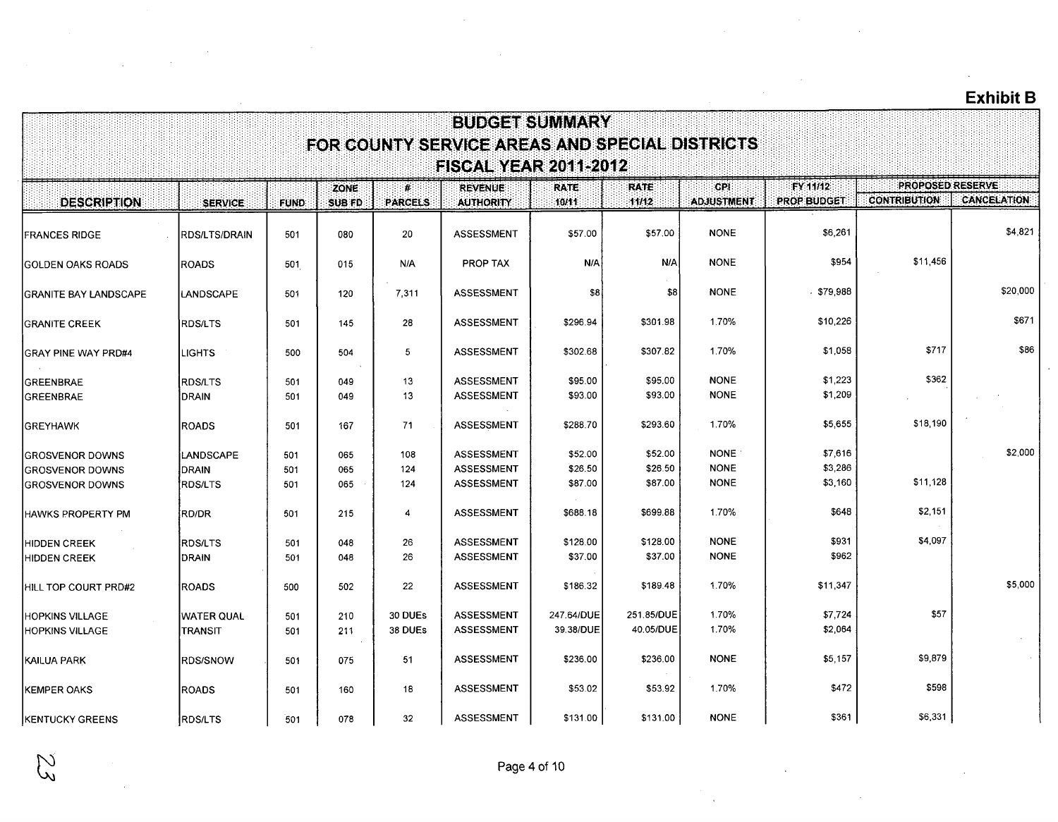**Exhibit B**

# BUDGET SUMMARY
## FOR COUNTY SERVICE AREAS AND SPECIAL DISTRICTS
## FISCAL YEAR 2011-2012

| DESCRIPTION | SERVICE | FUND | ZONE SUB FD | # PARCELS | REVENUE AUTHORITY | RATE 10/11 | RATE 11/12 | CPI ADJUSTMENT | FY 11/12 PROP BUDGET | PROPOSED RESERVE | |
|---|---|---|---|---|---|---|---|---|---|---|---|
| | | | | | | | | | | CONTRIBUTION | CANCELATION |
| FRANCES RIDGE | RDS/LTS/DRAIN | 501 | 080 | 20 | ASSESSMENT | $57.00 | $57.00 | NONE | $6,261 | | $4,821 |
| GOLDEN OAKS ROADS | ROADS | 501 | 015 | N/A | PROP TAX | N/A | N/A | NONE | $954 | $11,456 | |
| GRANITE BAY LANDSCAPE | LANDSCAPE | 501 | 120 | 7,311 | ASSESSMENT | $8 | $8 | NONE | $79,988 | | $20,000 |
| GRANITE CREEK | RDS/LTS | 501 | 145 | 28 | ASSESSMENT | $296.94 | $301.98 | 1.70% | $10,226 | | $671 |
| GRAY PINE WAY PRD#4 | LIGHTS | 500 | 504 | 5 | ASSESSMENT | $302.68 | $307.82 | 1.70% | $1,058 | $717 | $86 |
| GREENBRAE | RDS/LTS | 501 | 049 | 13 | ASSESSMENT | $95.00 | $95.00 | NONE | $1,223 | $362 | |
| GREENBRAE | DRAIN | 501 | 049 | 13 | ASSESSMENT | $93.00 | $93.00 | NONE | $1,209 | | |
| GREYHAWK | ROADS | 501 | 167 | 71 | ASSESSMENT | $288.70 | $293.60 | 1.70% | $5,655 | $18,190 | |
| GROSVENOR DOWNS | LANDSCAPE | 501 | 065 | 108 | ASSESSMENT | $52.00 | $52.00 | NONE | $7,616 | | $2,000 |
| GROSVENOR DOWNS | DRAIN | 501 | 065 | 124 | ASSESSMENT | $26.50 | $26.50 | NONE | $3,286 | | |
| GROSVENOR DOWNS | RDS/LTS | 501 | 065 | 124 | ASSESSMENT | $87.00 | $87.00 | NONE | $3,160 | $11,128 | |
| HAWKS PROPERTY PM | RD/DR | 501 | 215 | 4 | ASSESSMENT | $688.18 | $699.88 | 1.70% | $648 | $2,151 | |
| HIDDEN CREEK | RDS/LTS | 501 | 048 | 26 | ASSESSMENT | $128.00 | $128.00 | NONE | $931 | $4,097 | |
| HIDDEN CREEK | DRAIN | 501 | 048 | 26 | ASSESSMENT | $37.00 | $37.00 | NONE | $962 | | |
| HILL TOP COURT PRD#2 | ROADS | 500 | 502 | 22 | ASSESSMENT | $186.32 | $189.48 | 1.70% | $11,347 | | $5,000 |
| HOPKINS VILLAGE | WATER QUAL | 501 | 210 | 30 DUEs | ASSESSMENT | 247.64/DUE | 251.85/DUE | 1.70% | $7,724 | $57 | |
| HOPKINS VILLAGE | TRANSIT | 501 | 211 | 38 DUEs | ASSESSMENT | 39.38/DUE | 40.05/DUE | 1.70% | $2,064 | | |
| KAILUA PARK | RDS/SNOW | 501 | 075 | 51 | ASSESSMENT | $236.00 | $236.00 | NONE | $5,157 | $9,879 | |
| KEMPER OAKS | ROADS | 501 | 160 | 18 | ASSESSMENT | $53.02 | $53.92 | 1.70% | $472 | $598 | |
| KENTUCKY GREENS | RDS/LTS | 501 | 078 | 32 | ASSESSMENT | $131.00 | $131.00 | NONE | $361 | $6,331 | |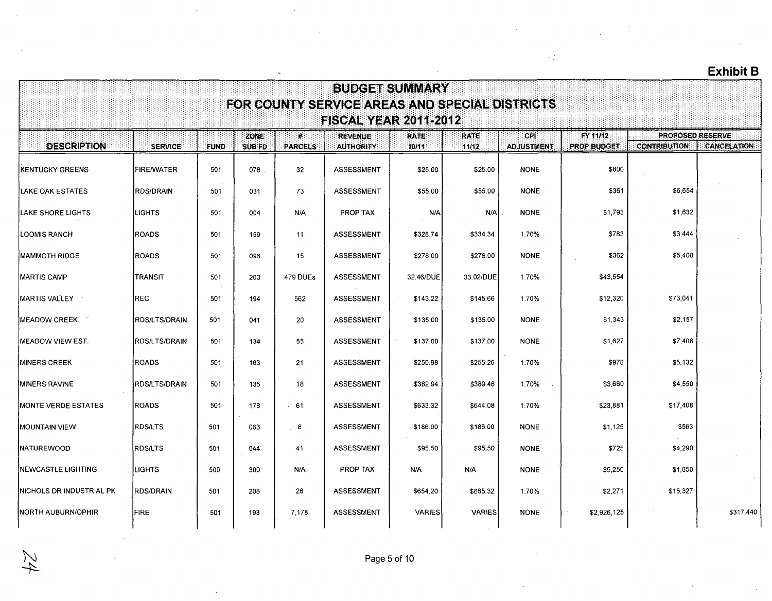**Exhibit B**

# BUDGET SUMMARY
## FOR COUNTY SERVICE AREAS AND SPECIAL DISTRICTS
### FISCAL YEAR 2011-2012

| DESCRIPTION | SERVICE | FUND | ZONE SUB FD | # PARCELS | REVENUE AUTHORITY | RATE 10/11 | RATE 11/12 | CPI ADJUSTMENT | FY 11/12 PROP BUDGET | PROPOSED RESERVE | |
|---|---|---|---|---|---|---|---|---|---|---|---|
| | | | | | | | | | | CONTRIBUTION | CANCELATION |
| KENTUCKY GREENS | FIRE/WATER | 501 | 078 | 32 | ASSESSMENT | $25.00 | $25.00 | NONE | $800 | | |
| LAKE OAK ESTATES | RDS/DRAIN | 501 | 031 | 73 | ASSESSMENT | $55.00 | $55.00 | NONE | $361 | $6,654 | |
| LAKE SHORE LIGHTS | LIGHTS | 501 | 004 | N/A | PROP TAX | N/A | N/A | NONE | $1,793 | $1,632 | |
| LOOMIS RANCH | ROADS | 501 | 159 | 11 | ASSESSMENT | $328.74 | $334.34 | 1.70% | $783 | $3,444 | |
| MAMMOTH RIDGE | ROADS | 501 | 096 | 15 | ASSESSMENT | $278.00 | $278.00 | NONE | $362 | $5,408 | |
| MARTIS CAMP | TRANSIT | 501 | 200 | 479 DUEs | ASSESSMENT | 32.46/DUE | 33.02/DUE | 1.70% | $43,554 | | |
| MARTIS VALLEY | REC | 501 | 194 | 562 | ASSESSMENT | $143.22 | $145.66 | 1.70% | $12,320 | $73,041 | |
| MEADOW CREEK | RDS/LTS/DRAIN | 501 | 041 | 20 | ASSESSMENT | $135.00 | $135.00 | NONE | $1,343 | $2,157 | |
| MEADOW VIEW EST. | RDS/LTS/DRAIN | 501 | 134 | 55 | ASSESSMENT | $137.00 | $137.00 | NONE | $1,627 | $7,408 | |
| MINERS CREEK | ROADS | 501 | 163 | 21 | ASSESSMENT | $250.98 | $255.26 | 1.70% | $978 | $5,132 | |
| MINERS RAVINE | RDS/LTS/DRAIN | 501 | 135 | 18 | ASSESSMENT | $382.94 | $389.46 | 1.70% | $3,660 | $4,550 | |
| MONTE VERDE ESTATES | ROADS | 501 | 178 | 61 | ASSESSMENT | $633.32 | $644.08 | 1.70% | $23,881 | $17,408 | |
| MOUNTAIN VIEW | RDS/LTS | 501 | 063 | 8 | ASSESSMENT | $186.00 | $186.00 | NONE | $1,125 | $563 | |
| NATUREWOOD | RDS/LTS | 501 | 044 | 41 | ASSESSMENT | $95.50 | $95.50 | NONE | $725 | $4,290 | |
| NEWCASTLE LIGHTING | LIGHTS | 500 | 300 | N/A | PROP TAX | N/A | N/A | NONE | $5,250 | $1,650 | |
| NICHOLS DR INDUSTRIAL PK | RDS/DRAIN | 501 | 208 | 26 | ASSESSMENT | $654.20 | $665.32 | 1.70% | $2,271 | $15,327 | |
| NORTH AUBURN/OPHIR | FIRE | 501 | 193 | 7,178 | ASSESSMENT | VARIES | VARIES | NONE | $2,926,125 | | $317,440 |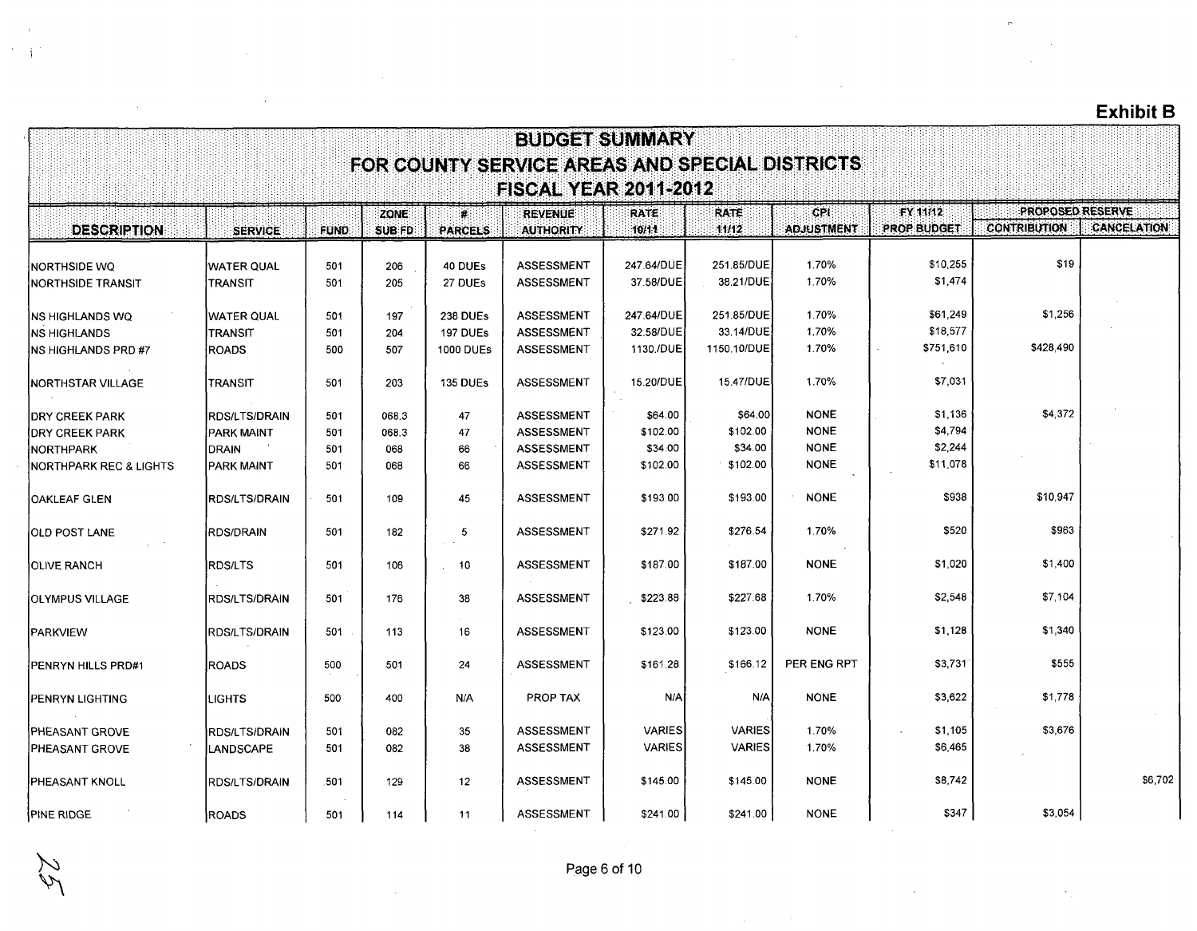Exhibit B

# BUDGET SUMMARY
## FOR COUNTY SERVICE AREAS AND SPECIAL DISTRICTS
## FISCAL YEAR 2011-2012

| DESCRIPTION | SERVICE | FUND | ZONE SUB FD | # PARCELS | REVENUE AUTHORITY | RATE 10/11 | RATE 11/12 | CPI ADJUSTMENT | FY 11/12 PROP BUDGET | PROPOSED RESERVE CONTRIBUTION | PROPOSED RESERVE CANCELATION |
|---|---|---|---|---|---|---|---|---|---|---|---|
| NORTHSIDE WQ | WATER QUAL | 501 | 206 | 40 DUEs | ASSESSMENT | 247.64/DUE | 251.85/DUE | 1.70% | $10,255 | $19 | |
| NORTHSIDE TRANSIT | TRANSIT | 501 | 205 | 27 DUEs | ASSESSMENT | 37.58/DUE | 38.21/DUE | 1.70% | $1,474 | | |
| NS HIGHLANDS WQ | WATER QUAL | 501 | 197 | 238 DUEs | ASSESSMENT | 247.64/DUE | 251.85/DUE | 1.70% | $61,249 | $1,256 | |
| NS HIGHLANDS | TRANSIT | 501 | 204 | 197 DUEs | ASSESSMENT | 32.58/DUE | 33.14/DUE | 1.70% | $18,577 | | |
| NS HIGHLANDS PRD #7 | ROADS | 500 | 507 | 1000 DUEs | ASSESSMENT | 1130./DUE | 1150.10/DUE | 1.70% | $751,610 | $428,490 | |
| NORTHSTAR VILLAGE | TRANSIT | 501 | 203 | 135 DUEs | ASSESSMENT | 15.20/DUE | 15.47/DUE | 1.70% | $7,031 | | |
| DRY CREEK PARK | RDS/LTS/DRAIN | 501 | 068.3 | 47 | ASSESSMENT | $64.00 | $64.00 | NONE | $1,136 | $4,372 | |
| DRY CREEK PARK | PARK MAINT | 501 | 068.3 | 47 | ASSESSMENT | $102.00 | $102.00 | NONE | $4,794 | | |
| NORTHPARK | DRAIN | 501 | 068 | 66 | ASSESSMENT | $34.00 | $34.00 | NONE | $2,244 | | |
| NORTHPARK REC & LIGHTS | PARK MAINT | 501 | 068 | 66 | ASSESSMENT | $102.00 | $102.00 | NONE | $11,078 | | |
| OAKLEAF GLEN | RDS/LTS/DRAIN | 501 | 109 | 45 | ASSESSMENT | $193.00 | $193.00 | NONE | $938 | $10,947 | |
| OLD POST LANE | RDS/DRAIN | 501 | 182 | 5 | ASSESSMENT | $271.92 | $276.54 | 1.70% | $520 | $963 | |
| OLIVE RANCH | RDS/LTS | 501 | 106 | 10 | ASSESSMENT | $187.00 | $187.00 | NONE | $1,020 | $1,400 | |
| OLYMPUS VILLAGE | RDS/LTS/DRAIN | 501 | 176 | 38 | ASSESSMENT | $223.88 | $227.68 | 1.70% | $2,548 | $7,104 | |
| PARKVIEW | RDS/LTS/DRAIN | 501 | 113 | 16 | ASSESSMENT | $123.00 | $123.00 | NONE | $1,128 | $1,340 | |
| PENRYN HILLS PRD#1 | ROADS | 500 | 501 | 24 | ASSESSMENT | $161.28 | $166.12 | PER ENG RPT | $3,731 | $555 | |
| PENRYN LIGHTING | LIGHTS | 500 | 400 | N/A | PROP TAX | N/A | N/A | NONE | $3,622 | $1,778 | |
| PHEASANT GROVE | RDS/LTS/DRAIN | 501 | 082 | 35 | ASSESSMENT | VARIES | VARIES | 1.70% | $1,105 | $3,676 | |
| PHEASANT GROVE | LANDSCAPE | 501 | 082 | 38 | ASSESSMENT | VARIES | VARIES | 1.70% | $6,465 | | |
| PHEASANT KNOLL | RDS/LTS/DRAIN | 501 | 129 | 12 | ASSESSMENT | $145.00 | $145.00 | NONE | $8,742 | | $6,702 |
| PINE RIDGE | ROADS | 501 | 114 | 11 | ASSESSMENT | $241.00 | $241.00 | NONE | $347 | $3,054 | |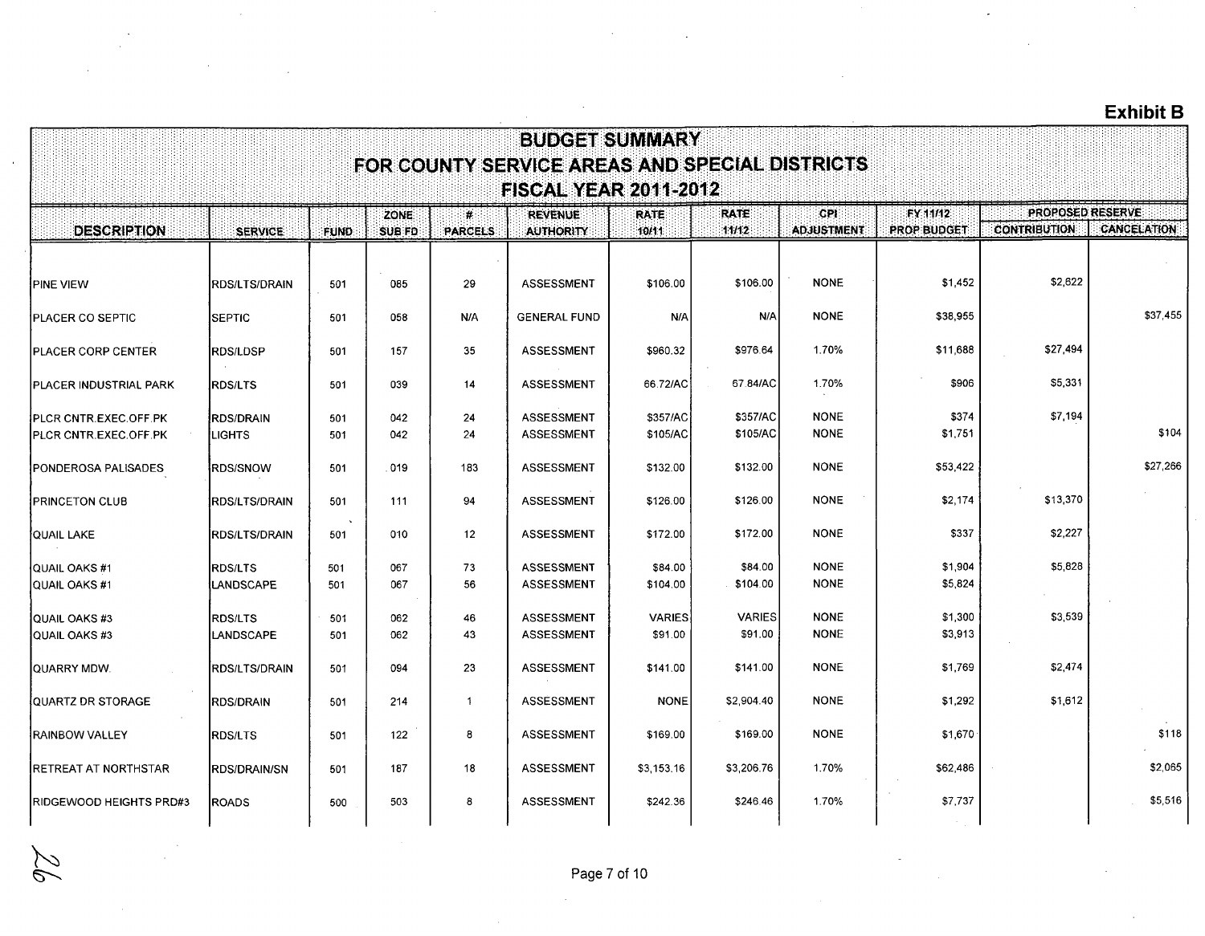**Exhibit B**

# BUDGET SUMMARY
## FOR COUNTY SERVICE AREAS AND SPECIAL DISTRICTS
## FISCAL YEAR 2011-2012

| DESCRIPTION | SERVICE | FUND | ZONE SUB FD | # PARCELS | REVENUE AUTHORITY | RATE 10/11 | RATE 11/12 | CPI ADJUSTMENT | FY 11/12 PROP BUDGET | PROPOSED RESERVE | |
|---|---|---|---|---|---|---|---|---|---|---|---|
| | | | | | | | | | | CONTRIBUTION | CANCELATION |
| PINE VIEW | RDS/LTS/DRAIN | 501 | 085 | 29 | ASSESSMENT | $106.00 | $106.00 | NONE | $1,452 | $2,622 | |
| PLACER CO SEPTIC | SEPTIC | 501 | 058 | N/A | GENERAL FUND | N/A | N/A | NONE | $38,955 | | $37,455 |
| PLACER CORP CENTER | RDS/LDSP | 501 | 157 | 35 | ASSESSMENT | $960.32 | $976.64 | 1.70% | $11,688 | $27,494 | |
| PLACER INDUSTRIAL PARK | RDS/LTS | 501 | 039 | 14 | ASSESSMENT | 66.72/AC | 67.84/AC | 1.70% | $906 | $5,331 | |
| PLCR CNTR EXEC OFF PK | RDS/DRAIN | 501 | 042 | 24 | ASSESSMENT | $357/AC | $357/AC | NONE | $374 | $7,194 | |
| PLCR CNTR EXEC OFF PK | LIGHTS | 501 | 042 | 24 | ASSESSMENT | $105/AC | $105/AC | NONE | $1,751 | | $104 |
| PONDEROSA PALISADES | RDS/SNOW | 501 | 019 | 183 | ASSESSMENT | $132.00 | $132.00 | NONE | $53,422 | | $27,266 |
| PRINCETON CLUB | RDS/LTS/DRAIN | 501 | 111 | 94 | ASSESSMENT | $126.00 | $126.00 | NONE | $2,174 | $13,370 | |
| QUAIL LAKE | RDS/LTS/DRAIN | 501 | 010 | 12 | ASSESSMENT | $172.00 | $172.00 | NONE | $337 | $2,227 | |
| QUAIL OAKS #1 | RDS/LTS | 501 | 067 | 73 | ASSESSMENT | $84.00 | $84.00 | NONE | $1,904 | $5,828 | |
| QUAIL OAKS #1 | LANDSCAPE | 501 | 067 | 56 | ASSESSMENT | $104.00 | $104.00 | NONE | $5,824 | | |
| QUAIL OAKS #3 | RDS/LTS | 501 | 062 | 46 | ASSESSMENT | VARIES | VARIES | NONE | $1,300 | $3,539 | |
| QUAIL OAKS #3 | LANDSCAPE | 501 | 062 | 43 | ASSESSMENT | $91.00 | $91.00 | NONE | $3,913 | | |
| QUARRY MDW | RDS/LTS/DRAIN | 501 | 094 | 23 | ASSESSMENT | $141.00 | $141.00 | NONE | $1,769 | $2,474 | |
| QUARTZ DR STORAGE | RDS/DRAIN | 501 | 214 | 1 | ASSESSMENT | NONE | $2,904.40 | NONE | $1,292 | $1,612 | |
| RAINBOW VALLEY | RDS/LTS | 501 | 122 | 8 | ASSESSMENT | $169.00 | $169.00 | NONE | $1,670 | | $118 |
| RETREAT AT NORTHSTAR | RDS/DRAIN/SN | 501 | 187 | 18 | ASSESSMENT | $3,153.16 | $3,206.76 | 1.70% | $62,486 | | $2,065 |
| RIDGEWOOD HEIGHTS PRD#3 | ROADS | 500 | 503 | 8 | ASSESSMENT | $242.36 | $246.46 | 1.70% | $7,737 | | $5,516 |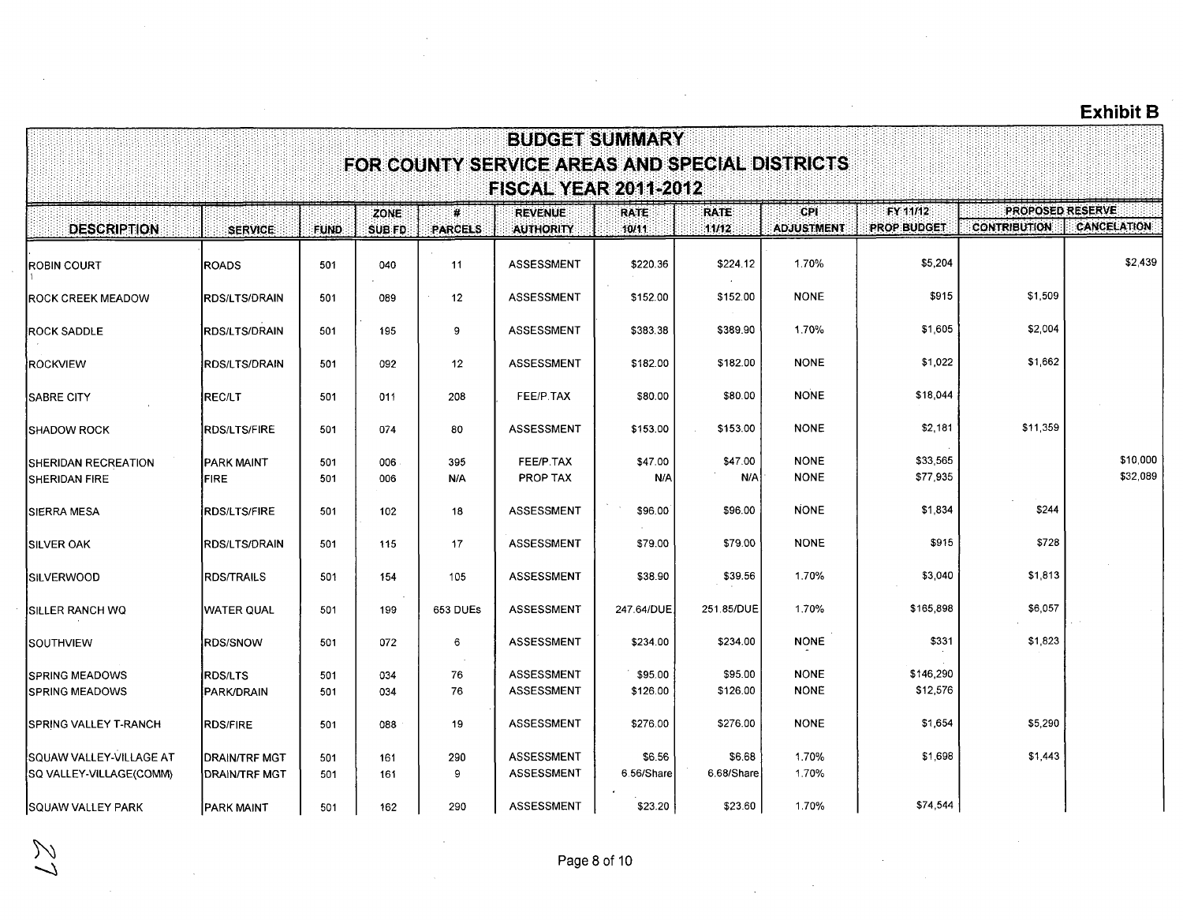Exhibit B

# BUDGET SUMMARY
## FOR COUNTY SERVICE AREAS AND SPECIAL DISTRICTS
## FISCAL YEAR 2011-2012

| DESCRIPTION | SERVICE | FUND | ZONE SUB FD | # PARCELS | REVENUE AUTHORITY | RATE 10/11 | RATE 11/12 | CPI ADJUSTMENT | FY 11/12 PROP BUDGET | PROPOSED RESERVE CONTRIBUTION | PROPOSED RESERVE CANCELATION |
|---|---|---|---|---|---|---|---|---|---|---|---|
| ROBIN COURT | ROADS | 501 | 040 | 11 | ASSESSMENT | $220.36 | $224.12 | 1.70% | $5,204 | | $2,439 |
| ROCK CREEK MEADOW | RDS/LTS/DRAIN | 501 | 089 | 12 | ASSESSMENT | $152.00 | $152.00 | NONE | $915 | $1,509 | |
| ROCK SADDLE | RDS/LTS/DRAIN | 501 | 195 | 9 | ASSESSMENT | $383.38 | $389.90 | 1.70% | $1,605 | $2,004 | |
| ROCKVIEW | RDS/LTS/DRAIN | 501 | 092 | 12 | ASSESSMENT | $182.00 | $182.00 | NONE | $1,022 | $1,662 | |
| SABRE CITY | REC/LT | 501 | 011 | 208 | FEE/P.TAX | $80.00 | $80.00 | NONE | $18,044 | | |
| SHADOW ROCK | RDS/LTS/FIRE | 501 | 074 | 80 | ASSESSMENT | $153.00 | $153.00 | NONE | $2,181 | $11,359 | |
| SHERIDAN RECREATION | PARK MAINT | 501 | 006 | 395 | FEE/P.TAX | $47.00 | $47.00 | NONE | $33,565 | | $10,000 |
| SHERIDAN FIRE | FIRE | 501 | 006 | N/A | PROP TAX | N/A | N/A | NONE | $77,935 | | $32,089 |
| SIERRA MESA | RDS/LTS/FIRE | 501 | 102 | 18 | ASSESSMENT | $96.00 | $96.00 | NONE | $1,834 | $244 | |
| SILVER OAK | RDS/LTS/DRAIN | 501 | 115 | 17 | ASSESSMENT | $79.00 | $79.00 | NONE | $915 | $728 | |
| SILVERWOOD | RDS/TRAILS | 501 | 154 | 105 | ASSESSMENT | $38.90 | $39.56 | 1.70% | $3,040 | $1,813 | |
| SILLER RANCH WQ | WATER QUAL | 501 | 199 | 653 DUEs | ASSESSMENT | 247.64/DUE | 251.85/DUE | 1.70% | $165,898 | $6,057 | |
| SOUTHVIEW | RDS/SNOW | 501 | 072 | 6 | ASSESSMENT | $234.00 | $234.00 | NONE | $331 | $1,823 | |
| SPRING MEADOWS | RDS/LTS | 501 | 034 | 76 | ASSESSMENT | $95.00 | $95.00 | NONE | $146,290 | | |
| SPRING MEADOWS | PARK/DRAIN | 501 | 034 | 76 | ASSESSMENT | $126.00 | $126.00 | NONE | $12,576 | | |
| SPRING VALLEY T-RANCH | RDS/FIRE | 501 | 088 | 19 | ASSESSMENT | $276.00 | $276.00 | NONE | $1,654 | $5,290 | |
| SQUAW VALLEY-VILLAGE AT | DRAIN/TRF MGT | 501 | 161 | 290 | ASSESSMENT | $6.56 | $6.68 | 1.70% | $1,698 | $1,443 | |
| SQ VALLEY-VILLAGE(COMM) | DRAIN/TRF MGT | 501 | 161 | 9 | ASSESSMENT | 6.56/Share | 6.68/Share | 1.70% | | | |
| SQUAW VALLEY PARK | PARK MAINT | 501 | 162 | 290 | ASSESSMENT | $23.20 | $23.60 | 1.70% | $74,544 | | |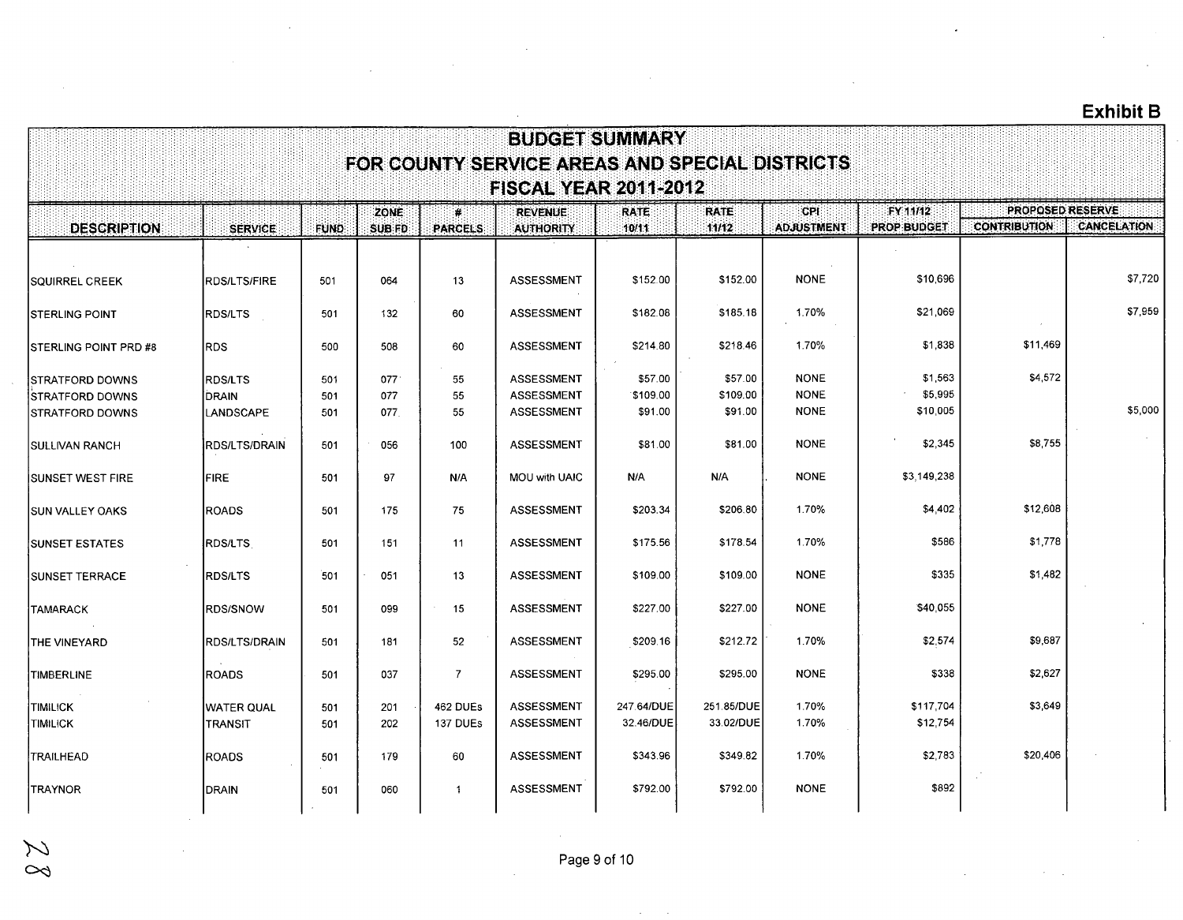**Exhibit B**

# BUDGET SUMMARY
## FOR COUNTY SERVICE AREAS AND SPECIAL DISTRICTS
### FISCAL YEAR 2011-2012

| DESCRIPTION | SERVICE | FUND | ZONE SUB FD | # PARCELS | REVENUE AUTHORITY | RATE 10/11 | RATE 11/12 | CPI ADJUSTMENT | FY 11/12 PROP BUDGET | PROPOSED RESERVE CONTRIBUTION | PROPOSED RESERVE CANCELATION |
|---|---|---|---|---|---|---|---|---|---|---|---|
| SQUIRREL CREEK | RDS/LTS/FIRE | 501 | 064 | 13 | ASSESSMENT | $152.00 | $152.00 | NONE | $10,696 | | $7,720 |
| STERLING POINT | RDS/LTS | 501 | 132 | 60 | ASSESSMENT | $182.08 | $185.18 | 1.70% | $21,069 | | $7,959 |
| STERLING POINT PRD #8 | RDS | 500 | 508 | 60 | ASSESSMENT | $214.80 | $218.46 | 1.70% | $1,838 | $11,469 | |
| STRATFORD DOWNS | RDS/LTS | 501 | 077 | 55 | ASSESSMENT | $57.00 | $57.00 | NONE | $1,563 | $4,572 | |
| STRATFORD DOWNS | DRAIN | 501 | 077 | 55 | ASSESSMENT | $109.00 | $109.00 | NONE | $5,995 | | |
| STRATFORD DOWNS | LANDSCAPE | 501 | 077 | 55 | ASSESSMENT | $91.00 | $91.00 | NONE | $10,005 | | $5,000 |
| SULLIVAN RANCH | RDS/LTS/DRAIN | 501 | 056 | 100 | ASSESSMENT | $81.00 | $81.00 | NONE | $2,345 | $8,755 | |
| SUNSET WEST FIRE | FIRE | 501 | 97 | N/A | MOU with UAIC | N/A | N/A | NONE | $3,149,238 | | |
| SUN VALLEY OAKS | ROADS | 501 | 175 | 75 | ASSESSMENT | $203.34 | $206.80 | 1.70% | $4,402 | $12,608 | |
| SUNSET ESTATES | RDS/LTS | 501 | 151 | 11 | ASSESSMENT | $175.56 | $178.54 | 1.70% | $586 | $1,778 | |
| SUNSET TERRACE | RDS/LTS | 501 | 051 | 13 | ASSESSMENT | $109.00 | $109.00 | NONE | $335 | $1,482 | |
| TAMARACK | RDS/SNOW | 501 | 099 | 15 | ASSESSMENT | $227.00 | $227.00 | NONE | $40,055 | | |
| THE VINEYARD | RDS/LTS/DRAIN | 501 | 181 | 52 | ASSESSMENT | $209.16 | $212.72 | 1.70% | $2,574 | $9,687 | |
| TIMBERLINE | ROADS | 501 | 037 | 7 | ASSESSMENT | $295.00 | $295.00 | NONE | $338 | $2,627 | |
| TIMILICK | WATER QUAL | 501 | 201 | 462 DUEs | ASSESSMENT | 247.64/DUE | 251.85/DUE | 1.70% | $117,704 | $3,649 | |
| TIMILICK | TRANSIT | 501 | 202 | 137 DUEs | ASSESSMENT | 32.46/DUE | 33.02/DUE | 1.70% | $12,754 | | |
| TRAILHEAD | ROADS | 501 | 179 | 60 | ASSESSMENT | $343.96 | $349.82 | 1.70% | $2,783 | $20,406 | |
| TRAYNOR | DRAIN | 501 | 060 | 1 | ASSESSMENT | $792.00 | $792.00 | NONE | $892 | | |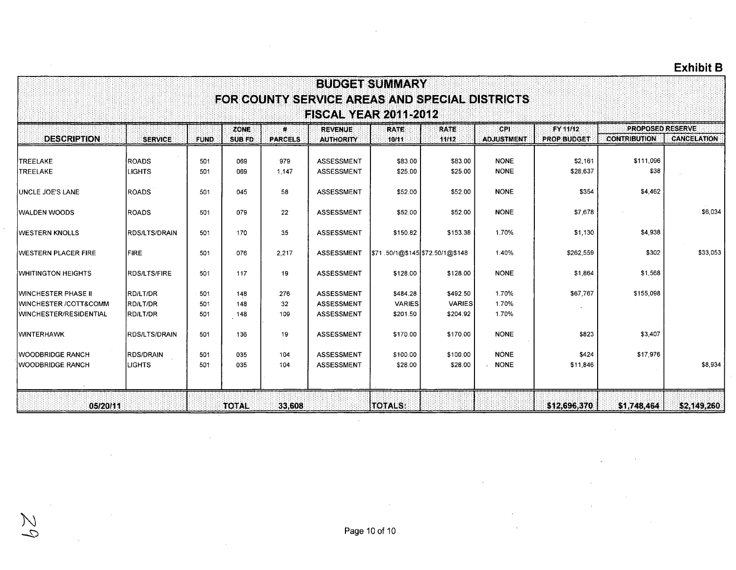**Exhibit B**

# BUDGET SUMMARY
## FOR COUNTY SERVICE AREAS AND SPECIAL DISTRICTS
## FISCAL YEAR 2011-2012

| DESCRIPTION | SERVICE | FUND | ZONE SUB FD | # PARCELS | REVENUE AUTHORITY | RATE 10/11 | RATE 11/12 | CPI ADJUSTMENT | FY 11/12 PROP BUDGET | PROPOSED RESERVE CONTRIBUTION | PROPOSED RESERVE CANCELATION |
|---|---|---|---|---|---|---|---|---|---|---|---|
| TREELAKE | ROADS | 501 | 069 | 979 | ASSESSMENT | $83.00 | $83.00 | NONE | $2,161 | $111,096 | |
| TREELAKE | LIGHTS | 501 | 069 | 1,147 | ASSESSMENT | $25.00 | $25.00 | NONE | $28,637 | $38 | |
| UNCLE JOE'S LANE | ROADS | 501 | 045 | 58 | ASSESSMENT | $52.00 | $52.00 | NONE | $354 | $4,462 | |
| WALDEN WOODS | ROADS | 501 | 079 | 22 | ASSESSMENT | $52.00 | $52.00 | NONE | $7,678 | | $6,034 |
| WESTERN KNOLLS | RDS/LTS/DRAIN | 501 | 170 | 35 | ASSESSMENT | $150.82 | $153.38 | 1.70% | $1,130 | $4,938 | |
| WESTERN PLACER FIRE | FIRE | 501 | 076 | 2,217 | ASSESSMENT | $71 .50/1@$145 | $72.50/1@$148 | 1.40% | $262,559 | $302 | $33,053 |
| WHITINGTON HEIGHTS | RDS/LTS/FIRE | 501 | 117 | 19 | ASSESSMENT | $128.00 | $128.00 | NONE | $1,864 | $1,568 | |
| WINCHESTER PHASE II | RD/LT/DR | 501 | 148 | 276 | ASSESSMENT | $484.28 | $492.50 | 1.70% | $67,767 | $155,098 | |
| WINCHESTER /COTT&COMM | RD/LT/DR | 501 | 148 | 32 | ASSESSMENT | VARIES | VARIES | 1.70% | | | |
| WINCHESTER/RESIDENTIAL | RD/LT/DR | 501 | 148 | 109 | ASSESSMENT | $201.50 | $204.92 | 1.70% | | | |
| WINTERHAWK | RDS/LTS/DRAIN | 501 | 136 | 19 | ASSESSMENT | $170.00 | $170.00 | NONE | $823 | $3,407 | |
| WOODBRIDGE RANCH | RDS/DRAIN | 501 | 035 | 104 | ASSESSMENT | $100.00 | $100.00 | NONE | $424 | $17,976 | |
| WOODBRIDGE RANCH | LIGHTS | 501 | 035 | 104 | ASSESSMENT | $28.00 | $28.00 | NONE | $11,846 | | $8,934 |
| 05/20/11 | | | TOTAL | 33,608 | | TOTALS: | | | $12,696,370 | $1,748,464 | $2,149,260 |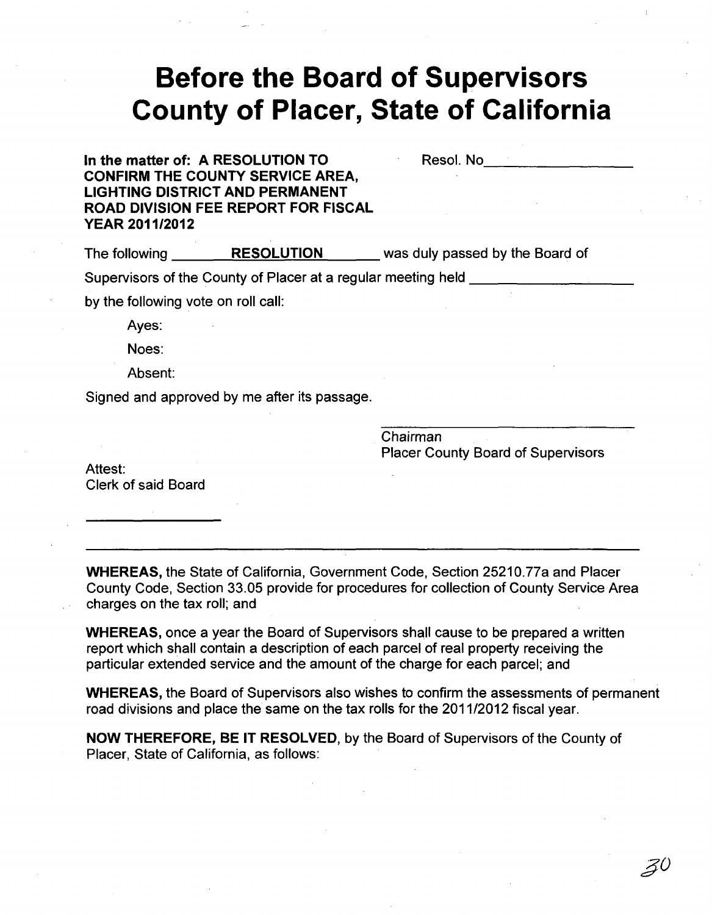# Before the Board of Supervisors County of Placer, State of California

**In the matter of: A RESOLUTION TO CONFIRM THE COUNTY SERVICE AREA, LIGHTING DISTRICT AND PERMANENT ROAD DIVISION FEE REPORT FOR FISCAL YEAR 2011/2012**

Resol. No\_\_\_\_\_\_\_\_\_\_\_\_\_\_\_\_

The following \_\_\_\_\_\_\_\_ **RESOLUTION** \_\_\_\_\_\_\_\_ was duly passed by the Board of Supervisors of the County of Placer at a regular meeting held \_\_\_\_\_\_\_\_\_\_\_\_\_\_\_\_\_\_\_\_ by the following vote on roll call:

Ayes:

Noes:

Absent:

Signed and approved by me after its passage.

\_\_\_\_\_\_\_\_\_\_\_\_\_\_\_\_\_\_\_\_\_\_\_\_\_\_\_\_\_\_
Chairman
Placer County Board of Supervisors

Attest:
Clerk of said Board

\_\_\_\_\_\_\_\_\_\_\_\_\_\_\_\_

---

**WHEREAS,** the State of California, Government Code, Section 25210.77a and Placer County Code, Section 33.05 provide for procedures for collection of County Service Area charges on the tax roll; and

**WHEREAS,** once a year the Board of Supervisors shall cause to be prepared a written report which shall contain a description of each parcel of real property receiving the particular extended service and the amount of the charge for each parcel; and

**WHEREAS,** the Board of Supervisors also wishes to confirm the assessments of permanent road divisions and place the same on the tax rolls for the 2011/2012 fiscal year.

**NOW THEREFORE, BE IT RESOLVED**, by the Board of Supervisors of the County of Placer, State of California, as follows: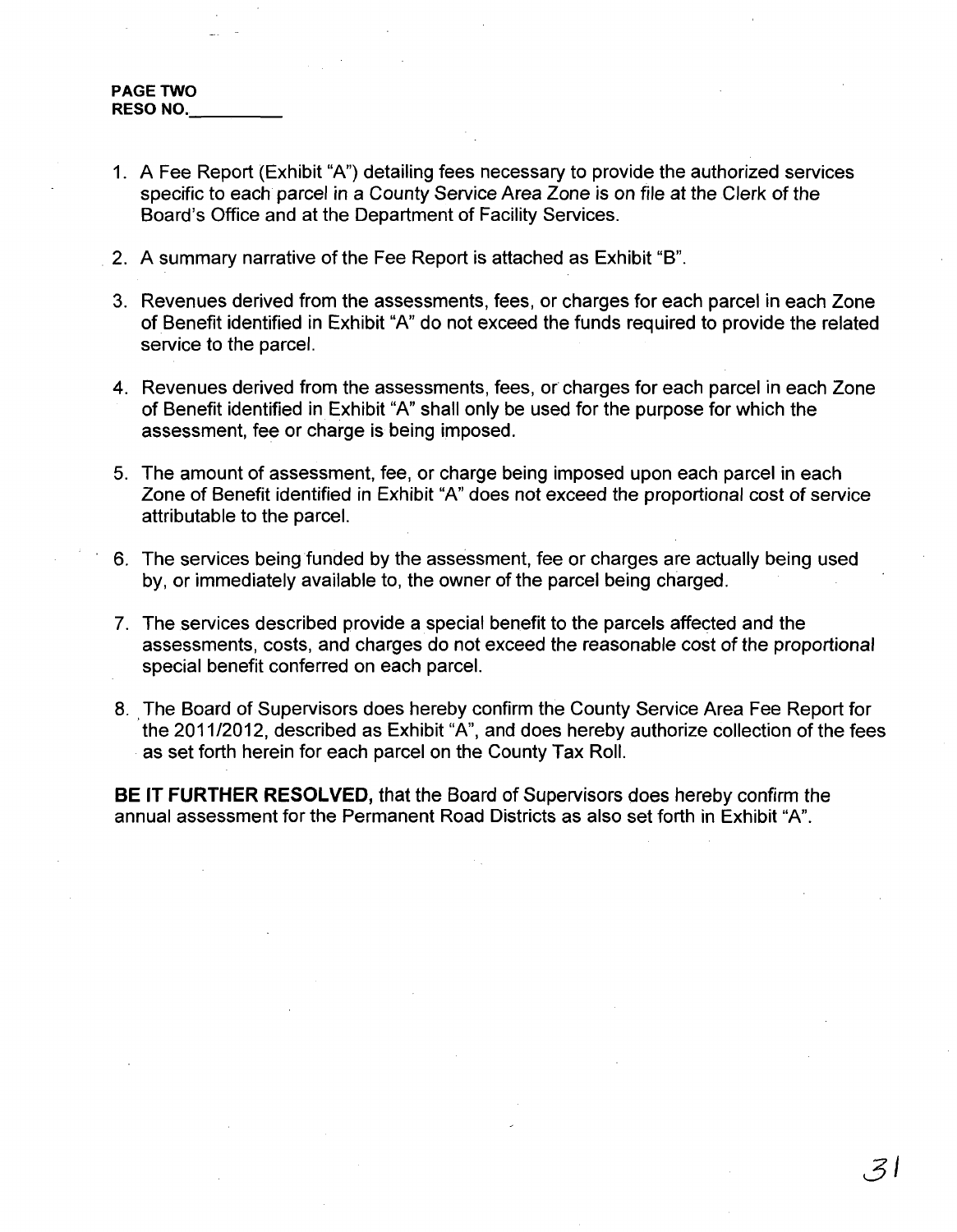**PAGE TWO**
**RESO NO.\_\_\_\_\_\_\_\_\_\_**

1. A Fee Report (Exhibit "A") detailing fees necessary to provide the authorized services specific to each parcel in a County Service Area Zone is on file at the Clerk of the Board's Office and at the Department of Facility Services.

2. A summary narrative of the Fee Report is attached as Exhibit "B".

3. Revenues derived from the assessments, fees, or charges for each parcel in each Zone of Benefit identified in Exhibit "A" do not exceed the funds required to provide the related service to the parcel.

4. Revenues derived from the assessments, fees, or charges for each parcel in each Zone of Benefit identified in Exhibit "A" shall only be used for the purpose for which the assessment, fee or charge is being imposed.

5. The amount of assessment, fee, or charge being imposed upon each parcel in each Zone of Benefit identified in Exhibit "A" does not exceed the proportional cost of service attributable to the parcel.

6. The services being funded by the assessment, fee or charges are actually being used by, or immediately available to, the owner of the parcel being charged.

7. The services described provide a special benefit to the parcels affected and the assessments, costs, and charges do not exceed the reasonable cost of the proportional special benefit conferred on each parcel.

8. The Board of Supervisors does hereby confirm the County Service Area Fee Report for the 2011/2012, described as Exhibit "A", and does hereby authorize collection of the fees as set forth herein for each parcel on the County Tax Roll.

**BE IT FURTHER RESOLVED,** that the Board of Supervisors does hereby confirm the annual assessment for the Permanent Road Districts as also set forth in Exhibit "A".